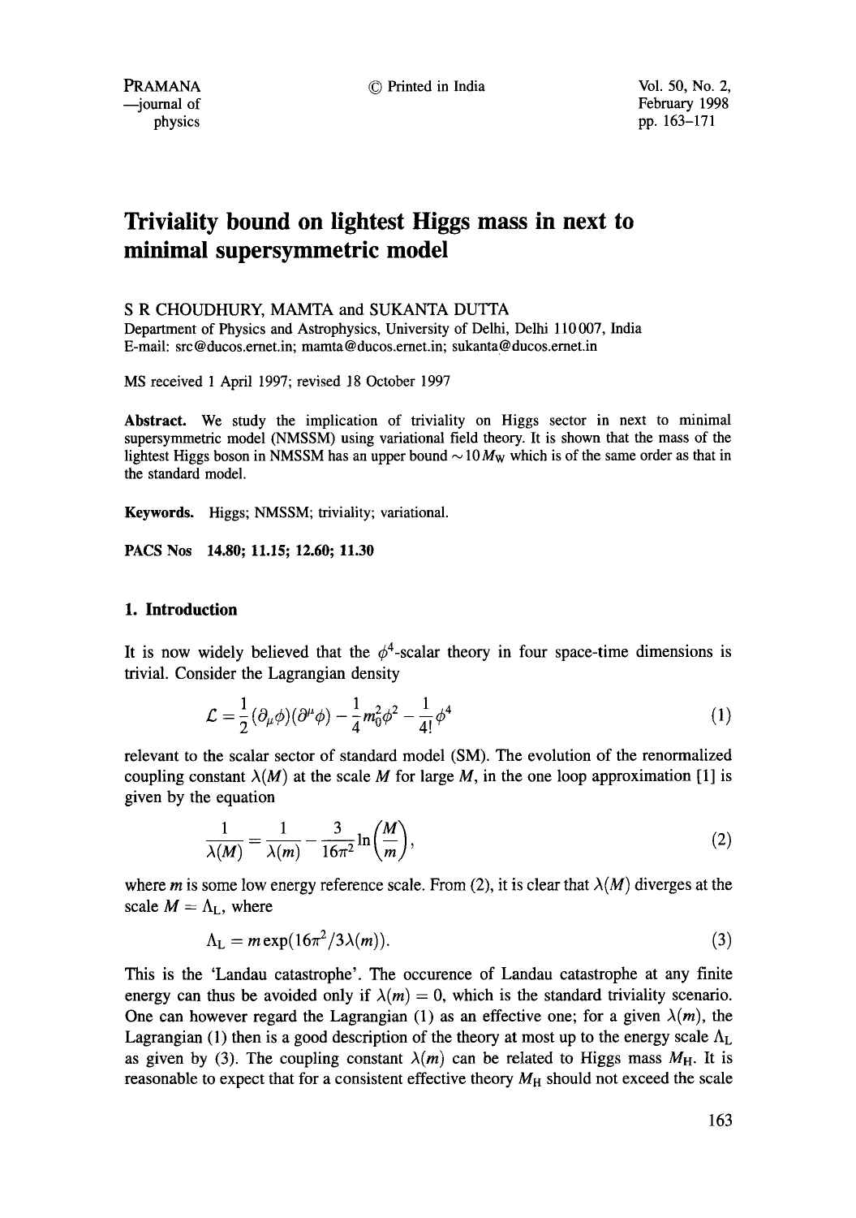# Triviality bound on lightest Higgs mass in next to minimal supersymmetric model

S R CHOUDHURY, MAMTA and SUKANTA DUTTA

Department of Physics and Astrophysics, University of Delhi, Delhi 110 007, India

E-mail: src@ducos.ernet.in; mamta@ducos.ernet.in; sukanta@ducos.ernet.in

MS received 1 April 1997; revised 18 October 1997

**Abstract.** We study the implication of triviality on Higgs sector in next to minimal supersymmetric model (NMSSM) using variational field theory. It is shown that the mass of the lightest Higgs boson in NMSSM has an upper bound $\sim 10 M_W$ which is of the same order as that in the standard model.

**Keywords.** Higgs; NMSSM; triviality; variational.

**PACS Nos 14.80; 11.15; 12.60; 11.30**

## 1. Introduction

It is now widely believed that the $\phi^4$-scalar theory in four space-time dimensions is trivial. Consider the Lagrangian density

$$\mathcal{L} = \frac{1}{2}(\partial_\mu \phi)(\partial^\mu \phi) - \frac{1}{4} m_0^2 \phi^2 - \frac{1}{4!}\phi^4 \tag{1}$$

relevant to the scalar sector of standard model (SM). The evolution of the renormalized coupling constant $\lambda(M)$ at the scale $M$ for large $M$, in the one loop approximation [1] is given by the equation

$$\frac{1}{\lambda(M)} = \frac{1}{\lambda(m)} - \frac{3}{16\pi^2}\ln\left(\frac{M}{m}\right), \tag{2}$$

where $m$ is some low energy reference scale. From (2), it is clear that $\lambda(M)$ diverges at the scale $M = \Lambda_L$, where

$$\Lambda_L = m \exp(16\pi^2/3\lambda(m)). \tag{3}$$

This is the 'Landau catastrophe'. The occurence of Landau catastrophe at any finite energy can thus be avoided only if $\lambda(m) = 0$, which is the standard triviality scenario. One can however regard the Lagrangian (1) as an effective one; for a given $\lambda(m)$, the Lagrangian (1) then is a good description of the theory at most up to the energy scale $\Lambda_L$ as given by (3). The coupling constant $\lambda(m)$ can be related to Higgs mass $M_H$. It is reasonable to expect that for a consistent effective theory $M_H$ should not exceed the scale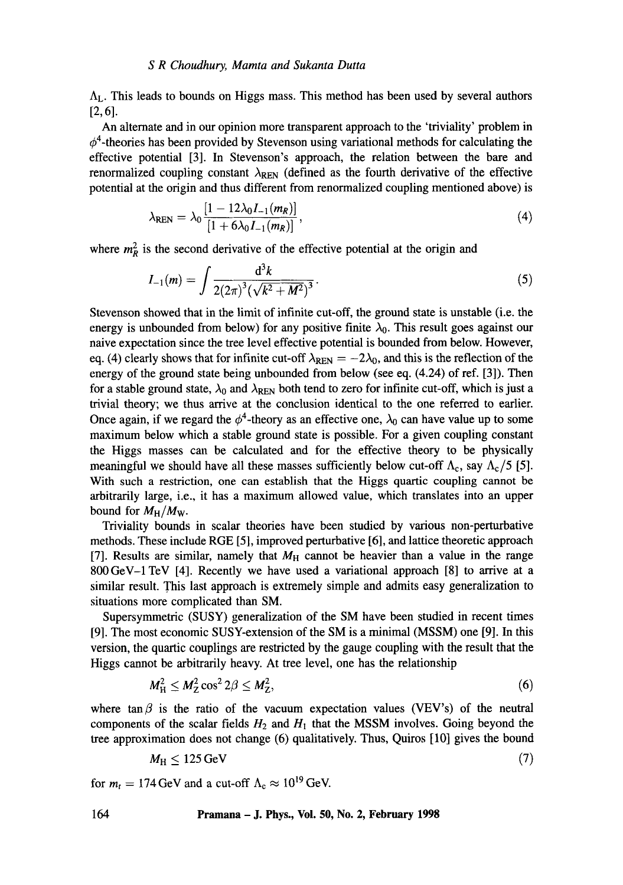$\Lambda_L$. This leads to bounds on Higgs mass. This method has been used by several authors [2,6].

An alternate and in our opinion more transparent approach to the 'triviality' problem in $\phi^4$-theories has been provided by Stevenson using variational methods for calculating the effective potential [3]. In Stevenson's approach, the relation between the bare and renormalized coupling constant $\lambda_{\text{REN}}$ (defined as the fourth derivative of the effective potential at the origin and thus different from renormalized coupling mentioned above) is

$$\lambda_{\text{REN}} = \lambda_0 \frac{[1 - 12\lambda_0 I_{-1}(m_R)]}{[1 + 6\lambda_0 I_{-1}(m_R)]}, \tag{4}$$

where $m_R^2$ is the second derivative of the effective potential at the origin and

$$I_{-1}(m) = \int \frac{d^3k}{2(2\pi)^3(\sqrt{k^2+M^2})^3}. \tag{5}$$

Stevenson showed that in the limit of infinite cut-off, the ground state is unstable (i.e. the energy is unbounded from below) for any positive finite $\lambda_0$. This result goes against our naive expectation since the tree level effective potential is bounded from below. However, eq. (4) clearly shows that for infinite cut-off $\lambda_{\text{REN}} = -2\lambda_0$, and this is the reflection of the energy of the ground state being unbounded from below (see eq. (4.24) of ref. [3]). Then for a stable ground state, $\lambda_0$ and $\lambda_{\text{REN}}$ both tend to zero for infinite cut-off, which is just a trivial theory; we thus arrive at the conclusion identical to the one referred to earlier. Once again, if we regard the $\phi^4$-theory as an effective one, $\lambda_0$ can have value up to some maximum below which a stable ground state is possible. For a given coupling constant the Higgs masses can be calculated and for the effective theory to be physically meaningful we should have all these masses sufficiently below cut-off $\Lambda_c$, say $\Lambda_c/5$ [5]. With such a restriction, one can establish that the Higgs quartic coupling cannot be arbitrarily large, i.e., it has a maximum allowed value, which translates into an upper bound for $M_H/M_W$.

Triviality bounds in scalar theories have been studied by various non-perturbative methods. These include RGE [5], improved perturbative [6], and lattice theoretic approach [7]. Results are similar, namely that $M_H$ cannot be heavier than a value in the range 800 GeV–1 TeV [4]. Recently we have used a variational approach [8] to arrive at a similar result. This last approach is extremely simple and admits easy generalization to situations more complicated than SM.

Supersymmetric (SUSY) generalization of the SM have been studied in recent times [9]. The most economic SUSY-extension of the SM is a minimal (MSSM) one [9]. In this version, the quartic couplings are restricted by the gauge coupling with the result that the Higgs cannot be arbitrarily heavy. At tree level, one has the relationship

$$M_H^2 \leq M_Z^2 \cos^2 2\beta \leq M_Z^2, \tag{6}$$

where $\tan\beta$ is the ratio of the vacuum expectation values (VEV's) of the neutral components of the scalar fields $H_2$ and $H_1$ that the MSSM involves. Going beyond the tree approximation does not change (6) qualitatively. Thus, Quiros [10] gives the bound

$$M_H \leq 125\,\text{GeV} \tag{7}$$

for $m_t = 174\,\text{GeV}$ and a cut-off $\Lambda_c \approx 10^{19}\,\text{GeV}$.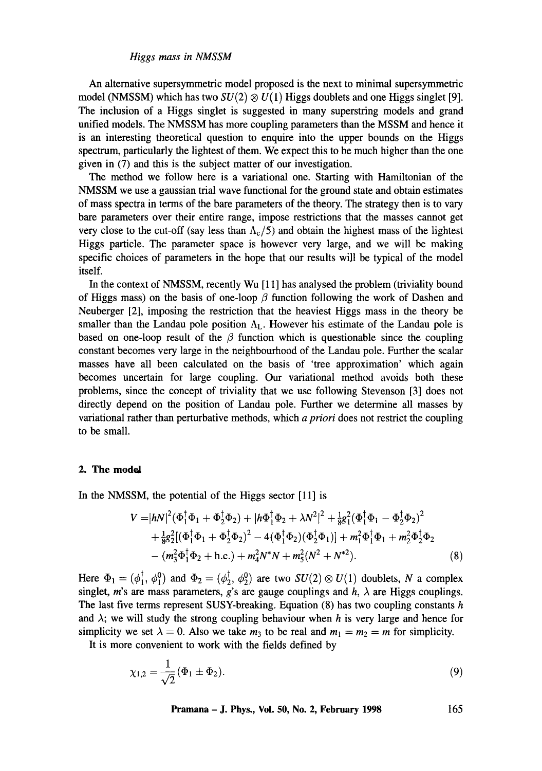An alternative supersymmetric model proposed is the next to minimal supersymmetric model (NMSSM) which has two $SU(2) \otimes U(1)$ Higgs doublets and one Higgs singlet [9]. The inclusion of a Higgs singlet is suggested in many superstring models and grand unified models. The NMSSM has more coupling parameters than the MSSM and hence it is an interesting theoretical question to enquire into the upper bounds on the Higgs spectrum, particularly the lightest of them. We expect this to be much higher than the one given in (7) and this is the subject matter of our investigation.

The method we follow here is a variational one. Starting with Hamiltonian of the NMSSM we use a gaussian trial wave functional for the ground state and obtain estimates of mass spectra in terms of the bare parameters of the theory. The strategy then is to vary bare parameters over their entire range, impose restrictions that the masses cannot get very close to the cut-off (say less than $\Lambda_c/5$) and obtain the highest mass of the lightest Higgs particle. The parameter space is however very large, and we will be making specific choices of parameters in the hope that our results will be typical of the model itself.

In the context of NMSSM, recently Wu [11] has analysed the problem (triviality bound of Higgs mass) on the basis of one-loop $\beta$ function following the work of Dashen and Neuberger [2], imposing the restriction that the heaviest Higgs mass in the theory be smaller than the Landau pole position $\Lambda_L$. However his estimate of the Landau pole is based on one-loop result of the $\beta$ function which is questionable since the coupling constant becomes very large in the neighbourhood of the Landau pole. Further the scalar masses have all been calculated on the basis of 'tree approximation' which again becomes uncertain for large coupling. Our variational method avoids both these problems, since the concept of triviality that we use following Stevenson [3] does not directly depend on the position of Landau pole. Further we determine all masses by variational rather than perturbative methods, which *a priori* does not restrict the coupling to be small.

## 2. The model

In the NMSSM, the potential of the Higgs sector [11] is

$$
\begin{aligned}
V =& |hN|^2(\Phi_1^\dagger\Phi_1 + \Phi_2^\dagger\Phi_2) + |h\Phi_1^\dagger\Phi_2 + \lambda N^2|^2 + \tfrac{1}{8}g_1^2(\Phi_1^\dagger\Phi_1 - \Phi_2^\dagger\Phi_2)^2 \\
&+ \tfrac{1}{8}g_2^2[(\Phi_1^\dagger\Phi_1 + \Phi_2^\dagger\Phi_2)^2 - 4(\Phi_1^\dagger\Phi_2)(\Phi_2^\dagger\Phi_1)] + m_1^2\Phi_1^\dagger\Phi_1 + m_2^2\Phi_2^\dagger\Phi_2 \\
&- (m_3^2\Phi_1^\dagger\Phi_2 + \text{h.c.}) + m_4^2N^*N + m_5^2(N^2 + N^{*2}). \qquad (8)
\end{aligned}
$$

Here $\Phi_1 = (\phi_1^\dagger, \phi_1^0)$ and $\Phi_2 = (\phi_2^\dagger, \phi_2^0)$ are two $SU(2) \otimes U(1)$ doublets, $N$ a complex singlet, $m$'s are mass parameters, $g$'s are gauge couplings and $h$, $\lambda$ are Higgs couplings. The last five terms represent SUSY-breaking. Equation (8) has two coupling constants $h$ and $\lambda$; we will study the strong coupling behaviour when $h$ is very large and hence for simplicity we set $\lambda = 0$. Also we take $m_3$ to be real and $m_1 = m_2 = m$ for simplicity.

It is more convenient to work with the fields defined by

$$
\chi_{1,2} = \frac{1}{\sqrt{2}}(\Phi_1 \pm \Phi_2). \qquad (9)
$$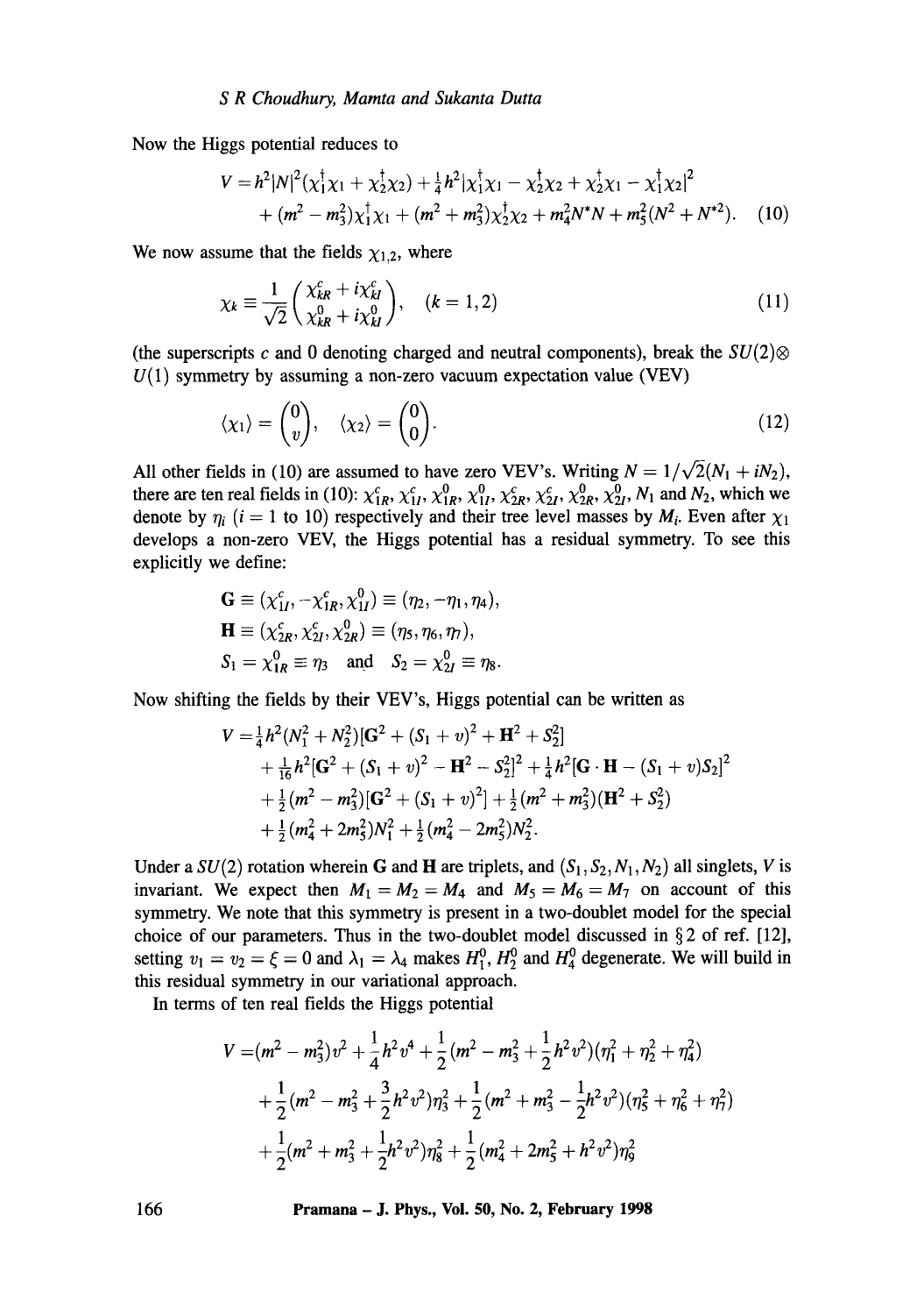Now the Higgs potential reduces to

$$
\begin{aligned}
V = {}& h^2|N|^2(\chi_1^\dagger\chi_1 + \chi_2^\dagger\chi_2) + \tfrac{1}{4}h^2|\chi_1^\dagger\chi_1 - \chi_2^\dagger\chi_2 + \chi_2^\dagger\chi_1 - \chi_1^\dagger\chi_2|^2 \\
& + (m^2 - m_3^2)\chi_1^\dagger\chi_1 + (m^2 + m_3^2)\chi_2^\dagger\chi_2 + m_4^2 N^* N + m_5^2(N^2 + N^{*2}). \quad (10)
\end{aligned}
$$

We now assume that the fields $\chi_{1,2}$, where

$$
\chi_k \equiv \frac{1}{\sqrt{2}}\begin{pmatrix} \chi_{kR}^c + i\chi_{kI}^c \\ \chi_{kR}^0 + i\chi_{kI}^0 \end{pmatrix}, \quad (k = 1, 2) \quad (11)
$$

(the superscripts $c$ and 0 denoting charged and neutral components), break the $SU(2)\otimes U(1)$ symmetry by assuming a non-zero vacuum expectation value (VEV)

$$
\langle\chi_1\rangle = \begin{pmatrix} 0 \\ v \end{pmatrix}, \quad \langle\chi_2\rangle = \begin{pmatrix} 0 \\ 0 \end{pmatrix}. \quad (12)
$$

All other fields in (10) are assumed to have zero VEV's. Writing $N = 1/\sqrt{2}(N_1 + iN_2)$, there are ten real fields in (10): $\chi_{1R}^c, \chi_{1I}^c, \chi_{1R}^0, \chi_{1I}^0, \chi_{2R}^c, \chi_{2I}^c, \chi_{2R}^0, \chi_{2I}^0, N_1$ and $N_2$, which we denote by $\eta_i$ ($i$ = 1 to 10) respectively and their tree level masses by $M_i$. Even after $\chi_1$ develops a non-zero VEV, the Higgs potential has a residual symmetry. To see this explicitly we define:

$$
\begin{aligned}
\mathbf{G} &\equiv (\chi_{1I}^c, -\chi_{1R}^c, \chi_{1I}^0) \equiv (\eta_2, -\eta_1, \eta_4), \\
\mathbf{H} &\equiv (\chi_{2R}^c, \chi_{2I}^c, \chi_{2R}^0) \equiv (\eta_5, \eta_6, \eta_7), \\
S_1 &= \chi_{1R}^0 \equiv \eta_3 \quad \text{and} \quad S_2 = \chi_{2I}^0 \equiv \eta_8.
\end{aligned}
$$

Now shifting the fields by their VEV's, Higgs potential can be written as

$$
\begin{aligned}
V = {}& \tfrac{1}{4}h^2(N_1^2 + N_2^2)[\mathbf{G}^2 + (S_1 + v)^2 + \mathbf{H}^2 + S_2^2] \\
& + \tfrac{1}{16}h^2[\mathbf{G}^2 + (S_1 + v)^2 - \mathbf{H}^2 - S_2^2]^2 + \tfrac{1}{4}h^2[\mathbf{G}\cdot\mathbf{H} - (S_1 + v)S_2]^2 \\
& + \tfrac{1}{2}(m^2 - m_3^2)[\mathbf{G}^2 + (S_1 + v)^2] + \tfrac{1}{2}(m^2 + m_3^2)(\mathbf{H}^2 + S_2^2) \\
& + \tfrac{1}{2}(m_4^2 + 2m_5^2)N_1^2 + \tfrac{1}{2}(m_4^2 - 2m_5^2)N_2^2.
\end{aligned}
$$

Under a $SU(2)$ rotation wherein $\mathbf{G}$ and $\mathbf{H}$ are triplets, and $(S_1, S_2, N_1, N_2)$ all singlets, $V$ is invariant. We expect then $M_1 = M_2 = M_4$ and $M_5 = M_6 = M_7$ on account of this symmetry. We note that this symmetry is present in a two-doublet model for the special choice of our parameters. Thus in the two-doublet model discussed in § 2 of ref. [12], setting $v_1 = v_2 = \xi = 0$ and $\lambda_1 = \lambda_4$ makes $H_1^0$, $H_2^0$ and $H_4^0$ degenerate. We will build in this residual symmetry in our variational approach.

In terms of ten real fields the Higgs potential

$$
\begin{aligned}
V = {}& (m^2 - m_3^2)v^2 + \frac{1}{4}h^2v^4 + \frac{1}{2}(m^2 - m_3^2 + \frac{1}{2}h^2v^2)(\eta_1^2 + \eta_2^2 + \eta_4^2) \\
& + \frac{1}{2}(m^2 - m_3^2 + \frac{3}{2}h^2v^2)\eta_3^2 + \frac{1}{2}(m^2 + m_3^2 - \frac{1}{2}h^2v^2)(\eta_5^2 + \eta_6^2 + \eta_7^2) \\
& + \frac{1}{2}(m^2 + m_3^2 + \frac{1}{2}h^2v^2)\eta_8^2 + \frac{1}{2}(m_4^2 + 2m_5^2 + h^2v^2)\eta_9^2
\end{aligned}
$$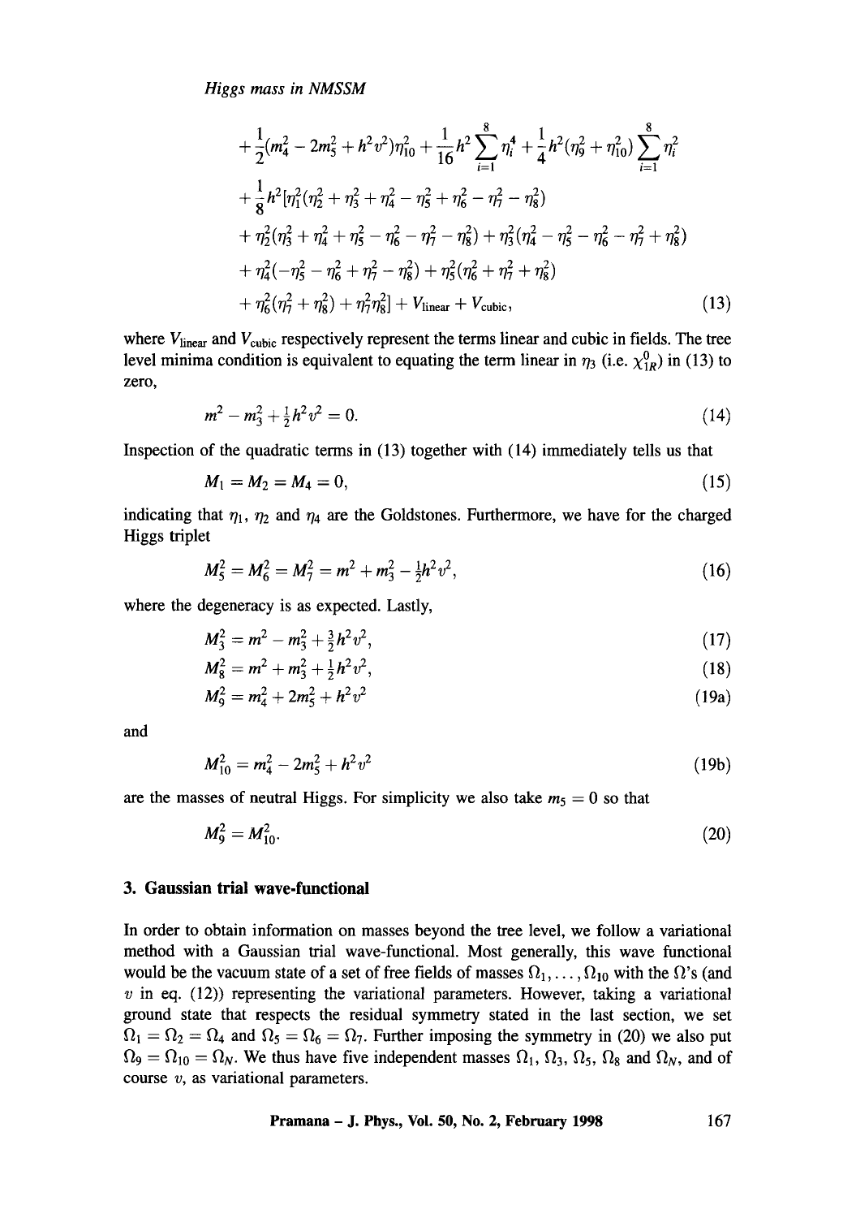$$
\begin{aligned}
&+\frac{1}{2}(m_4^2 - 2m_5^2 + h^2 v^2)\eta_{10}^2 + \frac{1}{16}h^2 \sum_{i=1}^{8} \eta_i^4 + \frac{1}{4}h^2(\eta_9^2 + \eta_{10}^2) \sum_{i=1}^{8} \eta_i^2 \\
&+ \frac{1}{8}h^2 [\eta_1^2(\eta_2^2 + \eta_3^2 + \eta_4^2 - \eta_5^2 + \eta_6^2 - \eta_7^2 - \eta_8^2) \\
&+ \eta_2^2(\eta_3^2 + \eta_4^2 + \eta_5^2 - \eta_6^2 - \eta_7^2 - \eta_8^2) + \eta_3^2(\eta_4^2 - \eta_5^2 - \eta_6^2 - \eta_7^2 + \eta_8^2) \\
&+ \eta_4^2(-\eta_5^2 - \eta_6^2 + \eta_7^2 - \eta_8^2) + \eta_5^2(\eta_6^2 + \eta_7^2 + \eta_8^2) \\
&+ \eta_6^2(\eta_7^2 + \eta_8^2) + \eta_7^2\eta_8^2] + V_{\text{linear}} + V_{\text{cubic}},
\end{aligned}
\tag{13}
$$

where $V_{\text{linear}}$ and $V_{\text{cubic}}$ respectively represent the terms linear and cubic in fields. The tree level minima condition is equivalent to equating the term linear in $\eta_3$ (i.e. $\chi_{1R}^0$) in (13) to zero,

$$
m^2 - m_3^2 + \tfrac{1}{2}h^2 v^2 = 0. \tag{14}
$$

Inspection of the quadratic terms in (13) together with (14) immediately tells us that

$$
M_1 = M_2 = M_4 = 0, \tag{15}
$$

indicating that $\eta_1$, $\eta_2$ and $\eta_4$ are the Goldstones. Furthermore, we have for the charged Higgs triplet

$$
M_5^2 = M_6^2 = M_7^2 = m^2 + m_3^2 - \tfrac{1}{2}h^2 v^2, \tag{16}
$$

where the degeneracy is as expected. Lastly,

$$
M_3^2 = m^2 - m_3^2 + \tfrac{3}{2}h^2 v^2, \tag{17}
$$

$$
M_8^2 = m^2 + m_3^2 + \tfrac{1}{2}h^2 v^2, \tag{18}
$$

$$
M_9^2 = m_4^2 + 2m_5^2 + h^2 v^2 \tag{19a}
$$

and

$$
M_{10}^2 = m_4^2 - 2m_5^2 + h^2 v^2 \tag{19b}
$$

are the masses of neutral Higgs. For simplicity we also take $m_5 = 0$ so that

$$
M_9^2 = M_{10}^2. \tag{20}
$$

## 3. Gaussian trial wave-functional

In order to obtain information on masses beyond the tree level, we follow a variational method with a Gaussian trial wave-functional. Most generally, this wave functional would be the vacuum state of a set of free fields of masses $\Omega_1, \ldots, \Omega_{10}$ with the $\Omega$'s (and $v$ in eq. (12)) representing the variational parameters. However, taking a variational ground state that respects the residual symmetry stated in the last section, we set $\Omega_1 = \Omega_2 = \Omega_4$ and $\Omega_5 = \Omega_6 = \Omega_7$. Further imposing the symmetry in (20) we also put $\Omega_9 = \Omega_{10} = \Omega_N$. We thus have five independent masses $\Omega_1$, $\Omega_3$, $\Omega_5$, $\Omega_8$ and $\Omega_N$, and of course $v$, as variational parameters.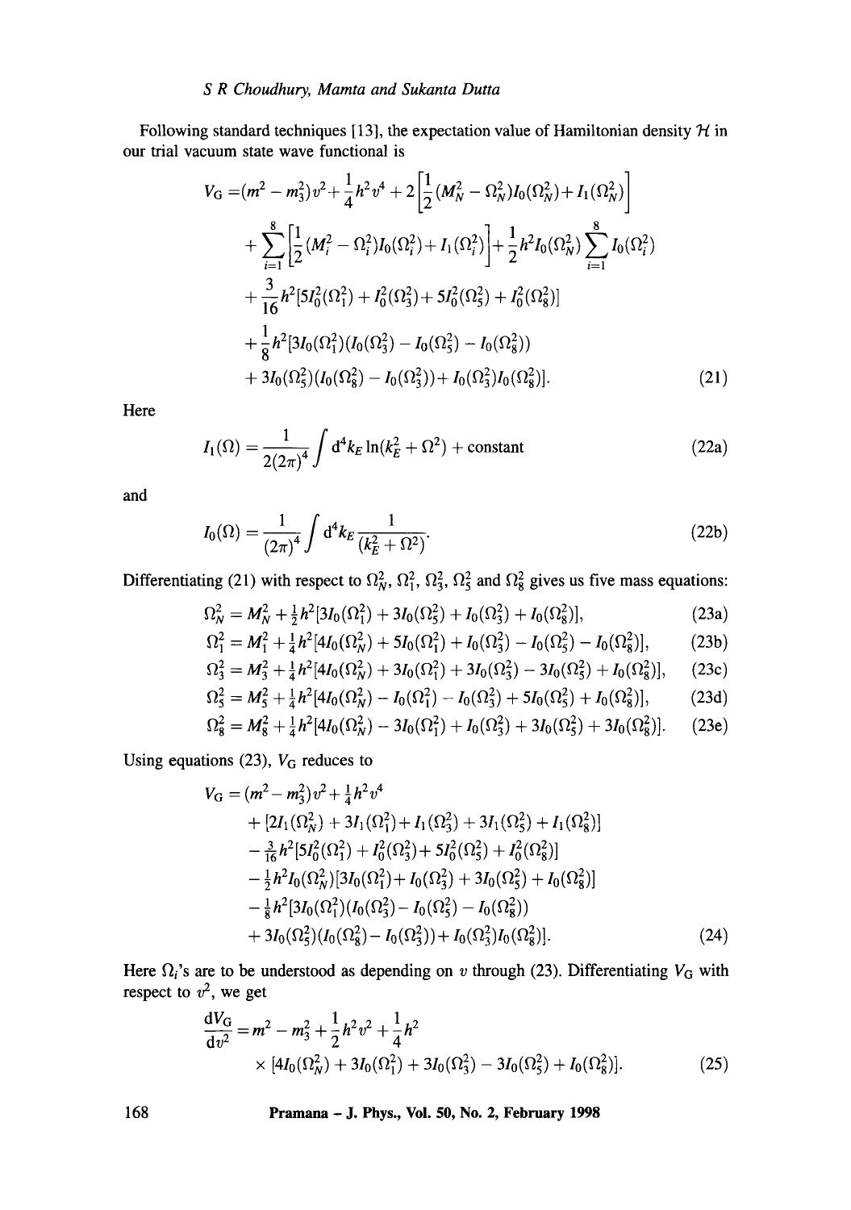Following standard techniques [13], the expectation value of Hamiltonian density $\mathcal{H}$ in our trial vacuum state wave functional is

$$
\begin{aligned}
V_{\mathrm{G}} =& (m^2 - m_3^2)v^2 + \frac{1}{4}h^2 v^4 + 2\left[\frac{1}{2}(M_N^2 - \Omega_N^2)I_0(\Omega_N^2) + I_1(\Omega_N^2)\right] \\
&+ \sum_{i=1}^{8}\left[\frac{1}{2}(M_i^2 - \Omega_i^2)I_0(\Omega_i^2) + I_1(\Omega_i^2)\right] + \frac{1}{2}h^2 I_0(\Omega_N^2)\sum_{i=1}^{8} I_0(\Omega_i^2) \\
&+ \frac{3}{16}h^2[5I_0^2(\Omega_1^2) + I_0^2(\Omega_3^2) + 5I_0^2(\Omega_5^2) + I_0^2(\Omega_8^2)] \\
&+ \frac{1}{8}h^2[3I_0(\Omega_1^2)(I_0(\Omega_3^2) - I_0(\Omega_5^2) - I_0(\Omega_8^2)) \\
&+ 3I_0(\Omega_5^2)(I_0(\Omega_8^2) - I_0(\Omega_3^2)) + I_0(\Omega_3^2)I_0(\Omega_8^2)]. \qquad (21)
\end{aligned}
$$

Here

$$
I_1(\Omega) = \frac{1}{2(2\pi)^4}\int \mathrm{d}^4 k_E \ln(k_E^2 + \Omega^2) + \text{constant} \qquad (22a)
$$

and

$$
I_0(\Omega) = \frac{1}{(2\pi)^4}\int \mathrm{d}^4 k_E \frac{1}{(k_E^2 + \Omega^2)}. \qquad (22b)
$$

Differentiating (21) with respect to $\Omega_N^2$, $\Omega_1^2$, $\Omega_3^2$, $\Omega_5^2$ and $\Omega_8^2$ gives us five mass equations:

$$
\Omega_N^2 = M_N^2 + \tfrac{1}{2}h^2[3I_0(\Omega_1^2) + 3I_0(\Omega_5^2) + I_0(\Omega_3^2) + I_0(\Omega_8^2)], \qquad (23a)
$$

$$
\Omega_1^2 = M_1^2 + \tfrac{1}{4}h^2[4I_0(\Omega_N^2) + 5I_0(\Omega_1^2) + I_0(\Omega_3^2) - I_0(\Omega_5^2) - I_0(\Omega_8^2)], \qquad (23b)
$$

$$
\Omega_3^2 = M_3^2 + \tfrac{1}{4}h^2[4I_0(\Omega_N^2) + 3I_0(\Omega_1^2) + 3I_0(\Omega_3^2) - 3I_0(\Omega_5^2) + I_0(\Omega_8^2)], \qquad (23c)
$$

$$
\Omega_5^2 = M_5^2 + \tfrac{1}{4}h^2[4I_0(\Omega_N^2) - I_0(\Omega_1^2) - I_0(\Omega_3^2) + 5I_0(\Omega_5^2) + I_0(\Omega_8^2)], \qquad (23d)
$$

$$
\Omega_8^2 = M_8^2 + \tfrac{1}{4}h^2[4I_0(\Omega_N^2) - 3I_0(\Omega_1^2) + I_0(\Omega_3^2) + 3I_0(\Omega_5^2) + 3I_0(\Omega_8^2)]. \qquad (23e)
$$

Using equations (23), $V_{\mathrm{G}}$ reduces to

$$
\begin{aligned}
V_{\mathrm{G}} =& (m^2 - m_3^2)v^2 + \tfrac{1}{4}h^2 v^4 \\
&+ [2I_1(\Omega_N^2) + 3I_1(\Omega_1^2) + I_1(\Omega_3^2) + 3I_1(\Omega_5^2) + I_1(\Omega_8^2)] \\
&- \tfrac{3}{16}h^2[5I_0^2(\Omega_1^2) + I_0^2(\Omega_3^2) + 5I_0^2(\Omega_5^2) + I_0^2(\Omega_8^2)] \\
&- \tfrac{1}{2}h^2 I_0(\Omega_N^2)[3I_0(\Omega_1^2) + I_0(\Omega_3^2) + 3I_0(\Omega_5^2) + I_0(\Omega_8^2)] \\
&- \tfrac{1}{8}h^2[3I_0(\Omega_1^2)(I_0(\Omega_3^2) - I_0(\Omega_5^2) - I_0(\Omega_8^2)) \\
&+ 3I_0(\Omega_5^2)(I_0(\Omega_8^2) - I_0(\Omega_3^2)) + I_0(\Omega_3^2)I_0(\Omega_8^2)]. \qquad (24)
\end{aligned}
$$

Here $\Omega_i$'s are to be understood as depending on $v$ through (23). Differentiating $V_{\mathrm{G}}$ with respect to $v^2$, we get

$$
\begin{aligned}
\frac{\mathrm{d}V_{\mathrm{G}}}{\mathrm{d}v^2} =& m^2 - m_3^2 + \frac{1}{2}h^2 v^2 + \frac{1}{4}h^2 \\
&\times [4I_0(\Omega_N^2) + 3I_0(\Omega_1^2) + 3I_0(\Omega_3^2) - 3I_0(\Omega_5^2) + I_0(\Omega_8^2)]. \qquad (25)
\end{aligned}
$$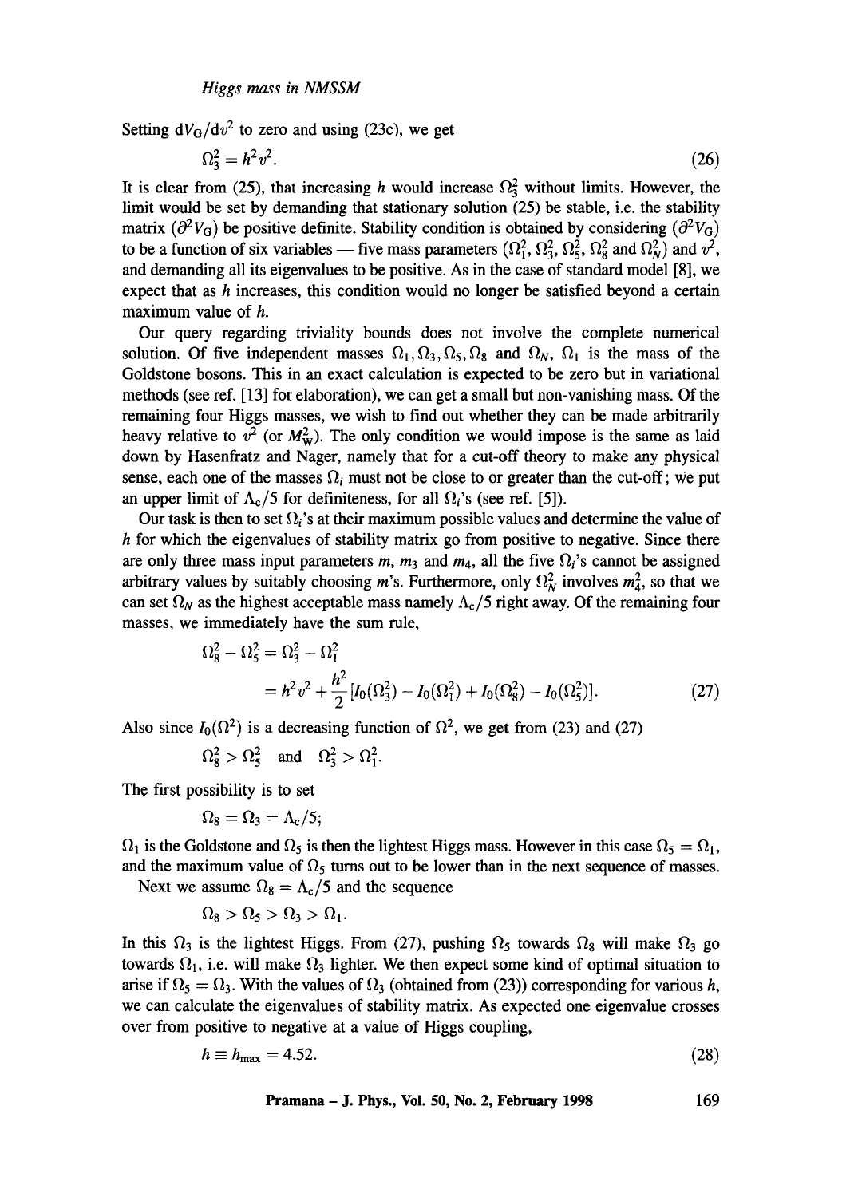Setting $\mathrm{d}V_G/\mathrm{d}v^2$ to zero and using (23c), we get

$$\Omega_3^2 = h^2 v^2. \tag{26}$$

It is clear from (25), that increasing $h$ would increase $\Omega_3^2$ without limits. However, the limit would be set by demanding that stationary solution (25) be stable, i.e. the stability matrix $(\partial^2 V_G)$ be positive definite. Stability condition is obtained by considering $(\partial^2 V_G)$ to be a function of six variables — five mass parameters ($\Omega_1^2$, $\Omega_3^2$, $\Omega_5^2$, $\Omega_8^2$ and $\Omega_N^2$) and $v^2$, and demanding all its eigenvalues to be positive. As in the case of standard model [8], we expect that as $h$ increases, this condition would no longer be satisfied beyond a certain maximum value of $h$.

Our query regarding triviality bounds does not involve the complete numerical solution. Of five independent masses $\Omega_1, \Omega_3, \Omega_5, \Omega_8$ and $\Omega_N$, $\Omega_1$ is the mass of the Goldstone bosons. This in an exact calculation is expected to be zero but in variational methods (see ref. [13] for elaboration), we can get a small but non-vanishing mass. Of the remaining four Higgs masses, we wish to find out whether they can be made arbitrarily heavy relative to $v^2$ (or $M_W^2$). The only condition we would impose is the same as laid down by Hasenfratz and Nager, namely that for a cut-off theory to make any physical sense, each one of the masses $\Omega_i$ must not be close to or greater than the cut-off; we put an upper limit of $\Lambda_c/5$ for definiteness, for all $\Omega_i$'s (see ref. [5]).

Our task is then to set $\Omega_i$'s at their maximum possible values and determine the value of $h$ for which the eigenvalues of stability matrix go from positive to negative. Since there are only three mass input parameters $m$, $m_3$ and $m_4$, all the five $\Omega_i$'s cannot be assigned arbitrary values by suitably choosing $m$'s. Furthermore, only $\Omega_N^2$ involves $m_4^2$, so that we can set $\Omega_N$ as the highest acceptable mass namely $\Lambda_c/5$ right away. Of the remaining four masses, we immediately have the sum rule,

$$\begin{aligned} \Omega_8^2 - \Omega_5^2 &= \Omega_3^2 - \Omega_1^2 \\ &= h^2 v^2 + \frac{h^2}{2}[I_0(\Omega_3^2) - I_0(\Omega_1^2) + I_0(\Omega_8^2) - I_0(\Omega_5^2)]. \end{aligned} \tag{27}$$

Also since $I_0(\Omega^2)$ is a decreasing function of $\Omega^2$, we get from (23) and (27)

$$\Omega_8^2 > \Omega_5^2 \quad \text{and} \quad \Omega_3^2 > \Omega_1^2.$$

The first possibility is to set

$$\Omega_8 = \Omega_3 = \Lambda_c/5;$$

$\Omega_1$ is the Goldstone and $\Omega_5$ is then the lightest Higgs mass. However in this case $\Omega_5 = \Omega_1$, and the maximum value of $\Omega_5$ turns out to be lower than in the next sequence of masses.

Next we assume $\Omega_8 = \Lambda_c/5$ and the sequence

$$\Omega_8 > \Omega_5 > \Omega_3 > \Omega_1.$$

In this $\Omega_3$ is the lightest Higgs. From (27), pushing $\Omega_5$ towards $\Omega_8$ will make $\Omega_3$ go towards $\Omega_1$, i.e. will make $\Omega_3$ lighter. We then expect some kind of optimal situation to arise if $\Omega_5 = \Omega_3$. With the values of $\Omega_3$ (obtained from (23)) corresponding for various $h$, we can calculate the eigenvalues of stability matrix. As expected one eigenvalue crosses over from positive to negative at a value of Higgs coupling,

$$h \equiv h_{\max} = 4.52. \tag{28}$$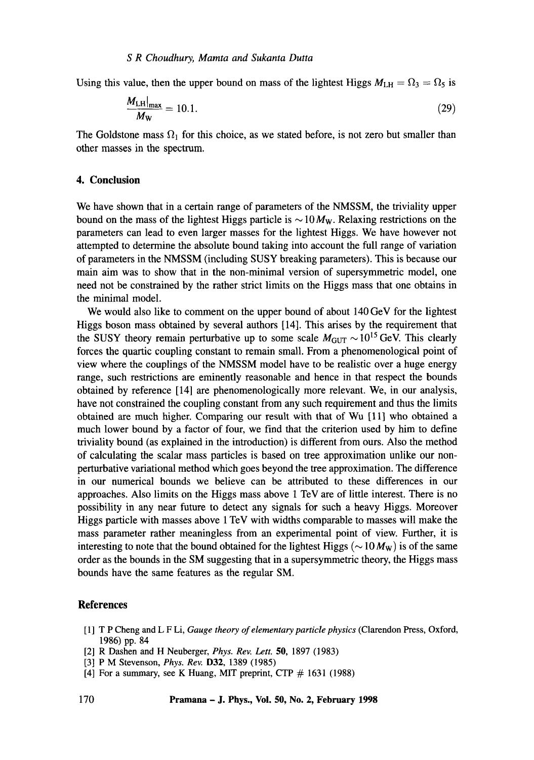Using this value, then the upper bound on mass of the lightest Higgs $M_{\rm LH} = \Omega_3 = \Omega_5$ is

$$\frac{M_{\rm LH}|_{\rm max}}{M_{\rm W}} = 10.1. \tag{29}$$

The Goldstone mass $\Omega_1$ for this choice, as we stated before, is not zero but smaller than other masses in the spectrum.

## 4. Conclusion

We have shown that in a certain range of parameters of the NMSSM, the triviality upper bound on the mass of the lightest Higgs particle is $\sim 10\,M_{\rm W}$. Relaxing restrictions on the parameters can lead to even larger masses for the lightest Higgs. We have however not attempted to determine the absolute bound taking into account the full range of variation of parameters in the NMSSM (including SUSY breaking parameters). This is because our main aim was to show that in the non-minimal version of supersymmetric model, one need not be constrained by the rather strict limits on the Higgs mass that one obtains in the minimal model.

We would also like to comment on the upper bound of about 140 GeV for the lightest Higgs boson mass obtained by several authors [14]. This arises by the requirement that the SUSY theory remain perturbative up to some scale $M_{\rm GUT} \sim 10^{15}$ GeV. This clearly forces the quartic coupling constant to remain small. From a phenomenological point of view where the couplings of the NMSSM model have to be realistic over a huge energy range, such restrictions are eminently reasonable and hence in that respect the bounds obtained by reference [14] are phenomenologically more relevant. We, in our analysis, have not constrained the coupling constant from any such requirement and thus the limits obtained are much higher. Comparing our result with that of Wu [11] who obtained a much lower bound by a factor of four, we find that the criterion used by him to define triviality bound (as explained in the introduction) is different from ours. Also the method of calculating the scalar mass particles is based on tree approximation unlike our non-perturbative variational method which goes beyond the tree approximation. The difference in our numerical bounds we believe can be attributed to these differences in our approaches. Also limits on the Higgs mass above 1 TeV are of little interest. There is no possibility in any near future to detect any signals for such a heavy Higgs. Moreover Higgs particle with masses above 1 TeV with widths comparable to masses will make the mass parameter rather meaningless from an experimental point of view. Further, it is interesting to note that the bound obtained for the lightest Higgs ($\sim 10\,M_{\rm W}$) is of the same order as the bounds in the SM suggesting that in a supersymmetric theory, the Higgs mass bounds have the same features as the regular SM.

## References

[1] T P Cheng and L F Li, *Gauge theory of elementary particle physics* (Clarendon Press, Oxford, 1986) pp. 84

[2] R Dashen and H Neuberger, *Phys. Rev. Lett.* **50**, 1897 (1983)

[3] P M Stevenson, *Phys. Rev.* **D32**, 1389 (1985)

[4] For a summary, see K Huang, MIT preprint, CTP # 1631 (1988)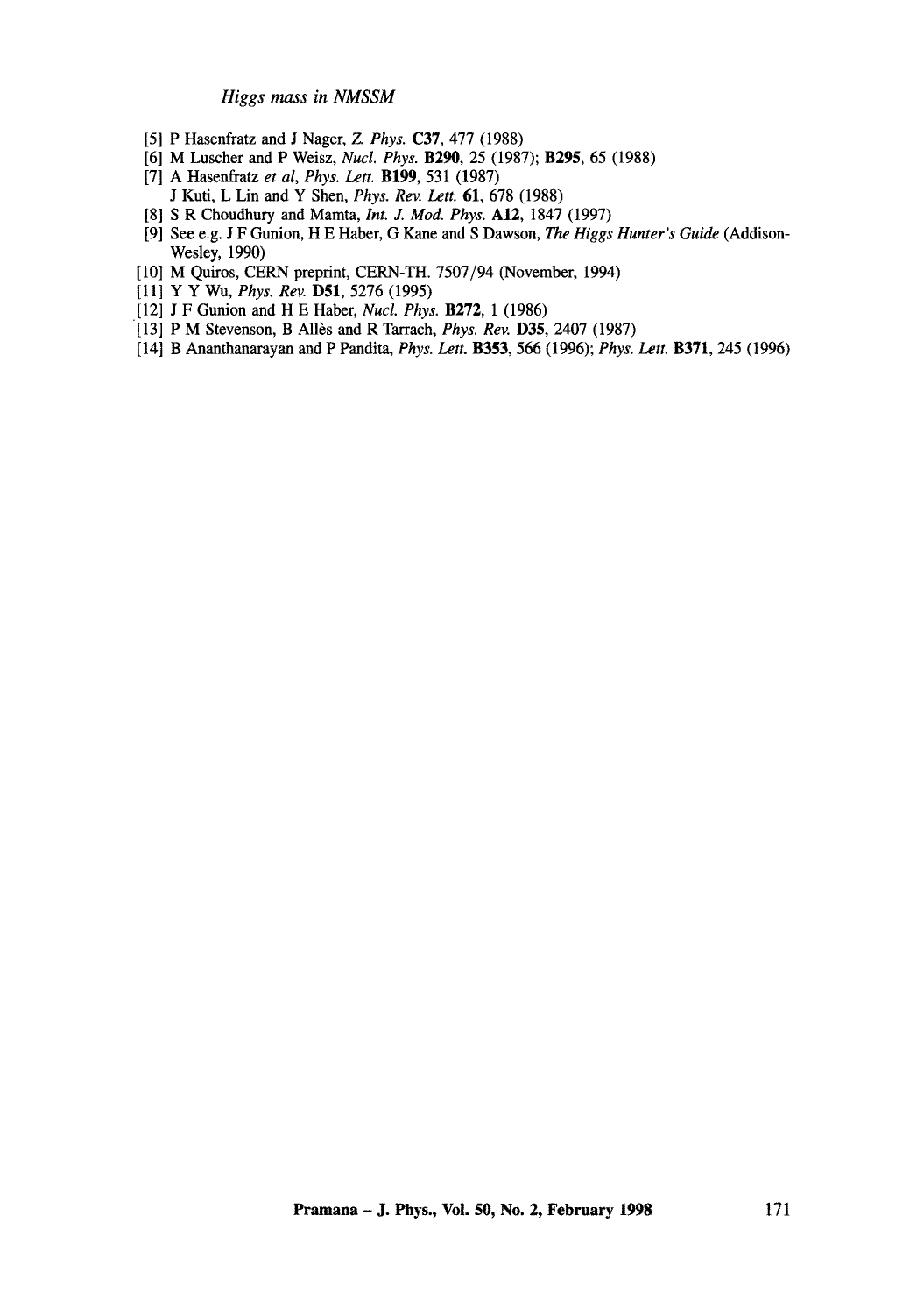[5] P Hasenfratz and J Nager, *Z. Phys.* **C37**, 477 (1988)

[6] M Luscher and P Weisz, *Nucl. Phys.* **B290**, 25 (1987); **B295**, 65 (1988)

[7] A Hasenfratz *et al*, *Phys. Lett.* **B199**, 531 (1987)
J Kuti, L Lin and Y Shen, *Phys. Rev. Lett.* **61**, 678 (1988)

[8] S R Choudhury and Mamta, *Int. J. Mod. Phys.* **A12**, 1847 (1997)

[9] See e.g. J F Gunion, H E Haber, G Kane and S Dawson, *The Higgs Hunter's Guide* (Addison-Wesley, 1990)

[10] M Quiros, CERN preprint, CERN-TH. 7507/94 (November, 1994)

[11] Y Y Wu, *Phys. Rev.* **D51**, 5276 (1995)

[12] J F Gunion and H E Haber, *Nucl. Phys.* **B272**, 1 (1986)

[13] P M Stevenson, B Allès and R Tarrach, *Phys. Rev.* **D35**, 2407 (1987)

[14] B Ananthanarayan and P Pandita, *Phys. Lett.* **B353**, 566 (1996); *Phys. Lett.* **B371**, 245 (1996)